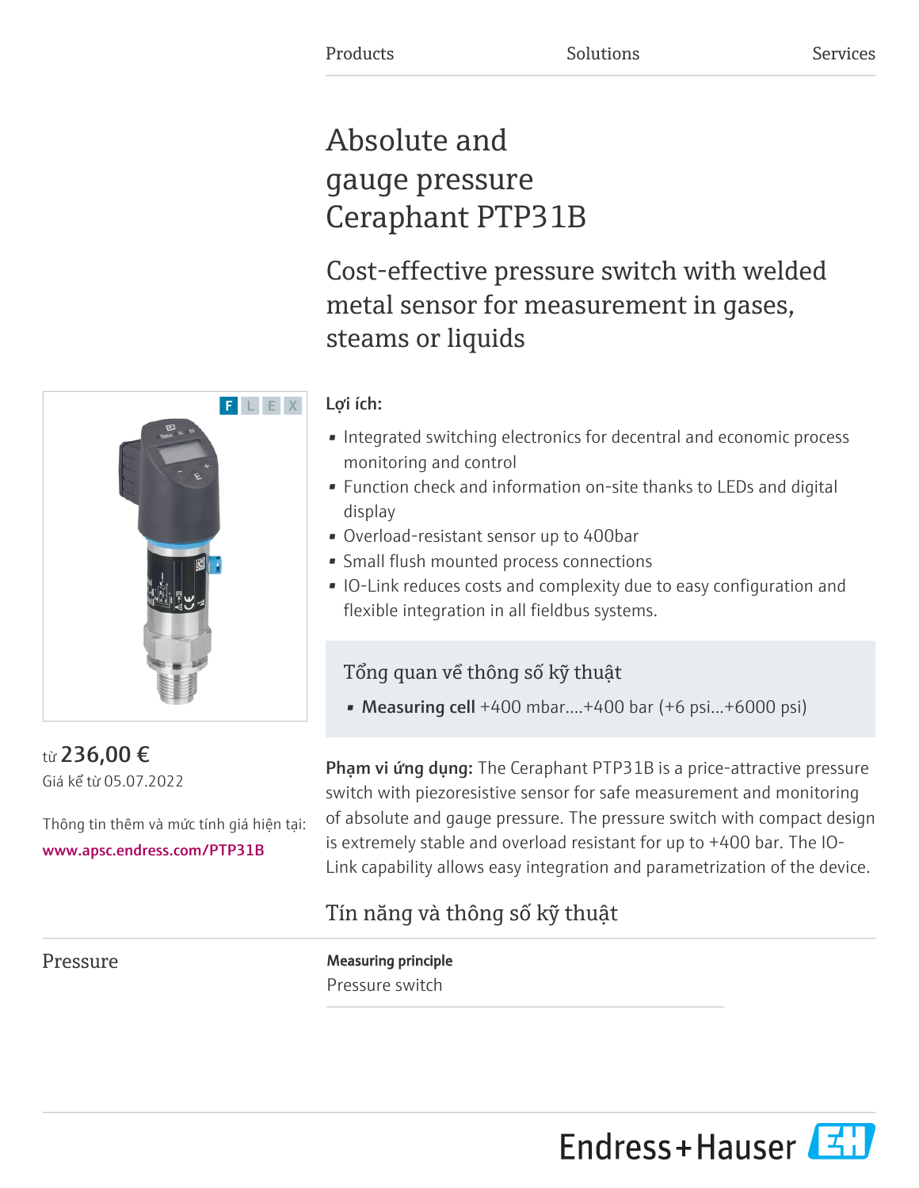Products Solutions Services

# Absolute and gauge pressure Ceraphant PTP31B

## Cost-effective pressure switch with welded metal sensor for measurement in gases, steams or liquids

F L E X

từ **236,00 €**

Giá kể từ 05.07.2022

Thông tin thêm và mức tính giá hiện tại:
www.apsc.endress.com/PTP31B

**Lợi ích:**

- Integrated switching electronics for decentral and economic process monitoring and control
- Function check and information on-site thanks to LEDs and digital display
- Overload-resistant sensor up to 400bar
- Small flush mounted process connections
- IO-Link reduces costs and complexity due to easy configuration and flexible integration in all fieldbus systems.

### Tổng quan về thông số kỹ thuật

- **Measuring cell** +400 mbar....+400 bar (+6 psi...+6000 psi)

**Phạm vi ứng dụng:** The Ceraphant PTP31B is a price-attractive pressure switch with piezoresistive sensor for safe measurement and monitoring of absolute and gauge pressure. The pressure switch with compact design is extremely stable and overload resistant for up to +400 bar. The IO-Link capability allows easy integration and parametrization of the device.

## Tín năng và thông số kỹ thuật

### Pressure

**Measuring principle**

Pressure switch

Endress+Hauser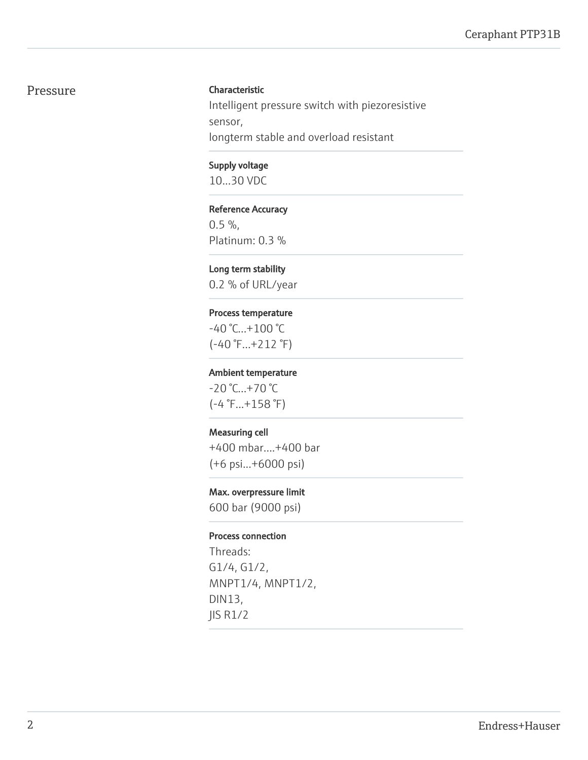## Pressure

**Characteristic**

Intelligent pressure switch with piezoresistive sensor,
longterm stable and overload resistant

**Supply voltage**

10...30 VDC

**Reference Accuracy**

0.5 %,
Platinum: 0.3 %

**Long term stability**

0.2 % of URL/year

**Process temperature**

-40 °C...+100 °C
(-40 °F...+212 °F)

**Ambient temperature**

-20 °C...+70 °C
(-4 °F...+158 °F)

**Measuring cell**

+400 mbar....+400 bar
(+6 psi...+6000 psi)

**Max. overpressure limit**

600 bar (9000 psi)

**Process connection**

Threads:
G1/4, G1/2,
MNPT1/4, MNPT1/2,
DIN13,
JIS R1/2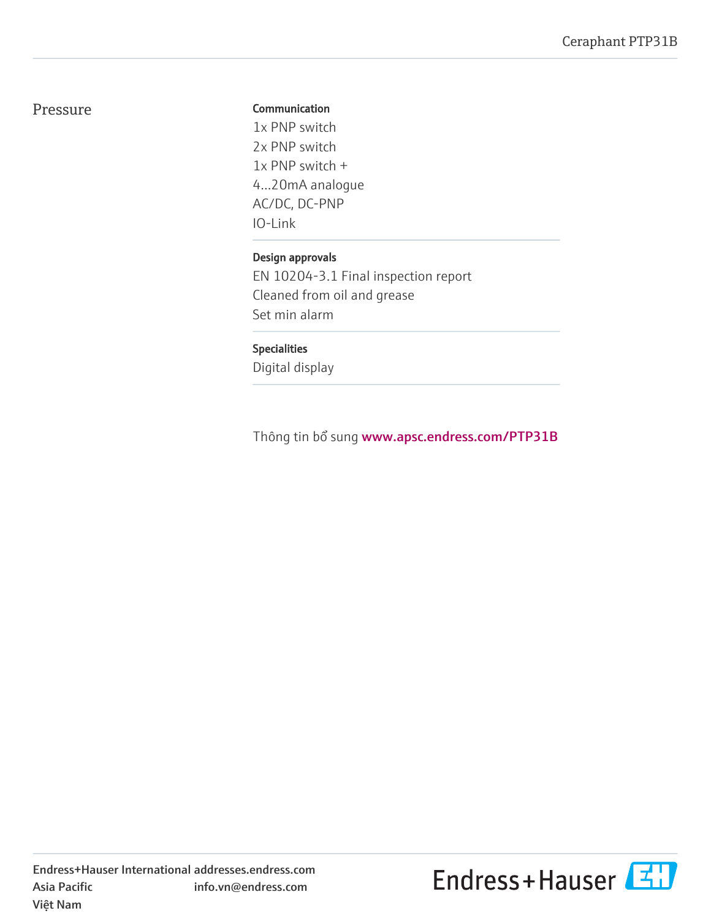## Pressure

**Communication**

1x PNP switch
2x PNP switch
1x PNP switch +
4...20mA analogue
AC/DC, DC-PNP
IO-Link

**Design approvals**

EN 10204-3.1 Final inspection report
Cleaned from oil and grease
Set min alarm

**Specialities**

Digital display

Thông tin bổ sung **www.apsc.endress.com/PTP31B**

Endress+Hauser International addresses.endress.com
Asia Pacific info.vn@endress.com
Việt Nam

Endress+Hauser